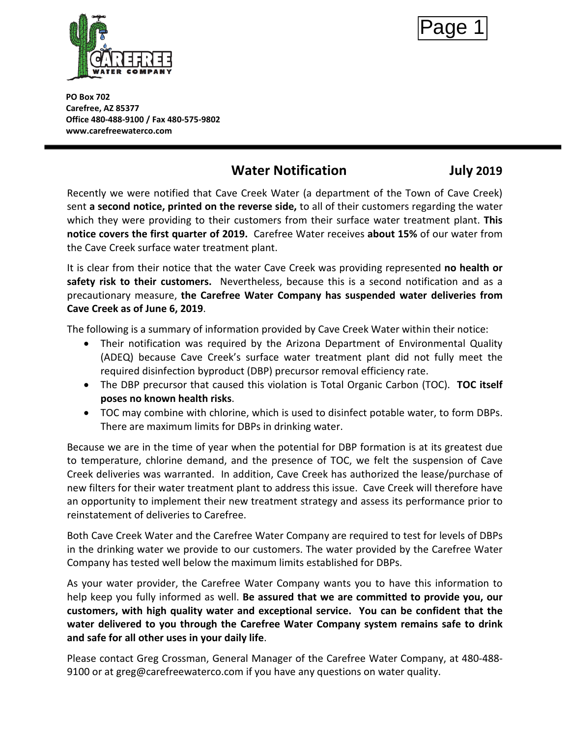**PO Box 702**
**Carefree, AZ 85377**
**Office 480-488-9100 / Fax 480-575-9802**
**www.carefreewaterco.com**

## Water Notification — July 2019

Recently we were notified that Cave Creek Water (a department of the Town of Cave Creek) sent **a second notice, printed on the reverse side,** to all of their customers regarding the water which they were providing to their customers from their surface water treatment plant. **This notice covers the first quarter of 2019.** Carefree Water receives **about 15%** of our water from the Cave Creek surface water treatment plant.

It is clear from their notice that the water Cave Creek was providing represented **no health or safety risk to their customers.** Nevertheless, because this is a second notification and as a precautionary measure, **the Carefree Water Company has suspended water deliveries from Cave Creek as of June 6, 2019**.

The following is a summary of information provided by Cave Creek Water within their notice:

- Their notification was required by the Arizona Department of Environmental Quality (ADEQ) because Cave Creek's surface water treatment plant did not fully meet the required disinfection byproduct (DBP) precursor removal efficiency rate.
- The DBP precursor that caused this violation is Total Organic Carbon (TOC). **TOC itself poses no known health risks**.
- TOC may combine with chlorine, which is used to disinfect potable water, to form DBPs. There are maximum limits for DBPs in drinking water.

Because we are in the time of year when the potential for DBP formation is at its greatest due to temperature, chlorine demand, and the presence of TOC, we felt the suspension of Cave Creek deliveries was warranted. In addition, Cave Creek has authorized the lease/purchase of new filters for their water treatment plant to address this issue. Cave Creek will therefore have an opportunity to implement their new treatment strategy and assess its performance prior to reinstatement of deliveries to Carefree.

Both Cave Creek Water and the Carefree Water Company are required to test for levels of DBPs in the drinking water we provide to our customers. The water provided by the Carefree Water Company has tested well below the maximum limits established for DBPs.

As your water provider, the Carefree Water Company wants you to have this information to help keep you fully informed as well. **Be assured that we are committed to provide you, our customers, with high quality water and exceptional service. You can be confident that the water delivered to you through the Carefree Water Company system remains safe to drink and safe for all other uses in your daily life**.

Please contact Greg Crossman, General Manager of the Carefree Water Company, at 480-488-9100 or at greg@carefreewaterco.com if you have any questions on water quality.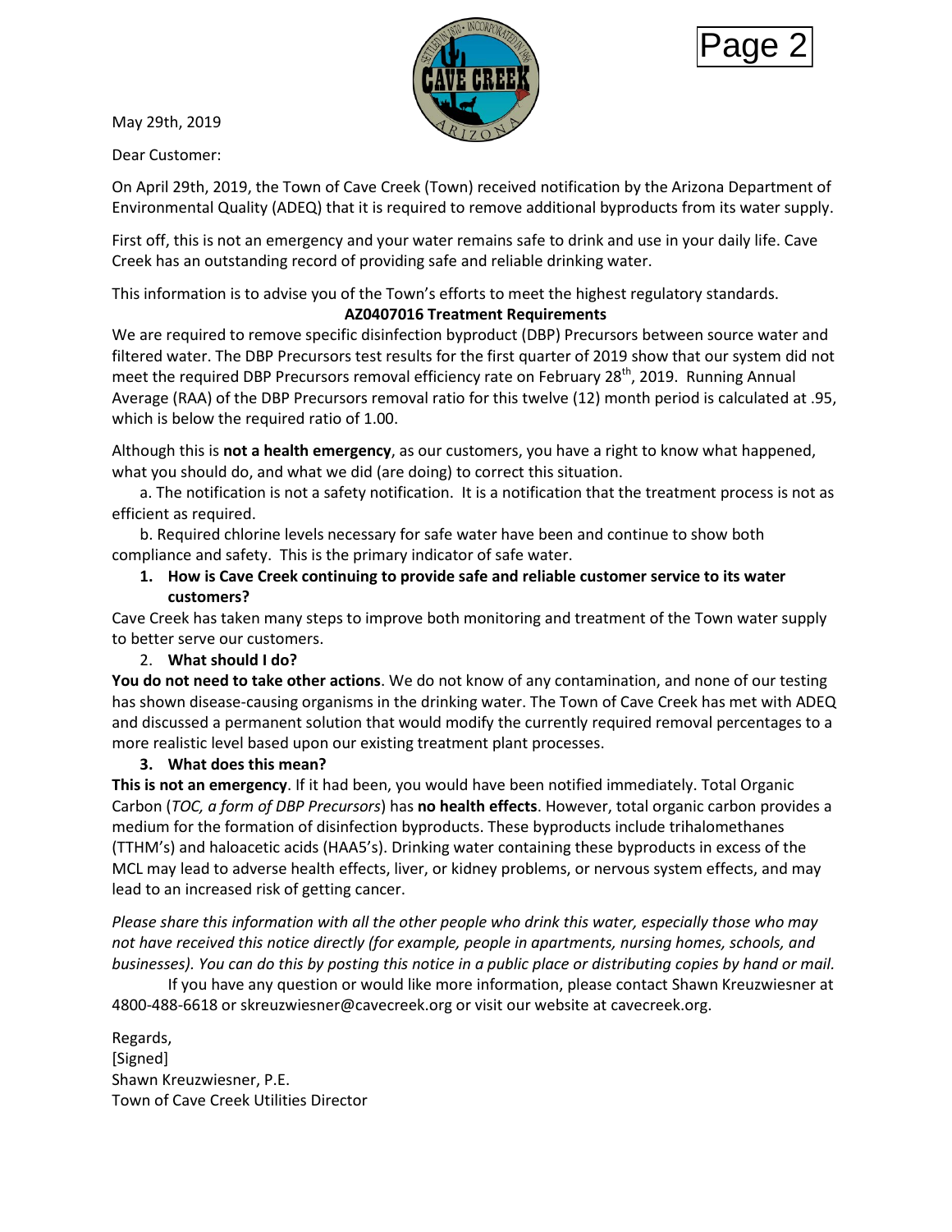May 29th, 2019

Dear Customer:

On April 29th, 2019, the Town of Cave Creek (Town) received notification by the Arizona Department of Environmental Quality (ADEQ) that it is required to remove additional byproducts from its water supply.

First off, this is not an emergency and your water remains safe to drink and use in your daily life. Cave Creek has an outstanding record of providing safe and reliable drinking water.

This information is to advise you of the Town's efforts to meet the highest regulatory standards.

**AZ0407016 Treatment Requirements**

We are required to remove specific disinfection byproduct (DBP) Precursors between source water and filtered water. The DBP Precursors test results for the first quarter of 2019 show that our system did not meet the required DBP Precursors removal efficiency rate on February 28th, 2019. Running Annual Average (RAA) of the DBP Precursors removal ratio for this twelve (12) month period is calculated at .95, which is below the required ratio of 1.00.

Although this is **not a health emergency**, as our customers, you have a right to know what happened, what you should do, and what we did (are doing) to correct this situation.

a. The notification is not a safety notification. It is a notification that the treatment process is not as efficient as required.

b. Required chlorine levels necessary for safe water have been and continue to show both compliance and safety. This is the primary indicator of safe water.

1. **How is Cave Creek continuing to provide safe and reliable customer service to its water customers?**

Cave Creek has taken many steps to improve both monitoring and treatment of the Town water supply to better serve our customers.

2. **What should I do?**

**You do not need to take other actions**. We do not know of any contamination, and none of our testing has shown disease-causing organisms in the drinking water. The Town of Cave Creek has met with ADEQ and discussed a permanent solution that would modify the currently required removal percentages to a more realistic level based upon our existing treatment plant processes.

3. **What does this mean?**

**This is not an emergency**. If it had been, you would have been notified immediately. Total Organic Carbon (*TOC, a form of DBP Precursors*) has **no health effects**. However, total organic carbon provides a medium for the formation of disinfection byproducts. These byproducts include trihalomethanes (TTHM's) and haloacetic acids (HAA5's). Drinking water containing these byproducts in excess of the MCL may lead to adverse health effects, liver, or kidney problems, or nervous system effects, and may lead to an increased risk of getting cancer.

*Please share this information with all the other people who drink this water, especially those who may not have received this notice directly (for example, people in apartments, nursing homes, schools, and businesses). You can do this by posting this notice in a public place or distributing copies by hand or mail.*

If you have any question or would like more information, please contact Shawn Kreuzwiesner at 4800-488-6618 or skreuzwiesner@cavecreek.org or visit our website at cavecreek.org.

Regards,
[Signed]
Shawn Kreuzwiesner, P.E.
Town of Cave Creek Utilities Director